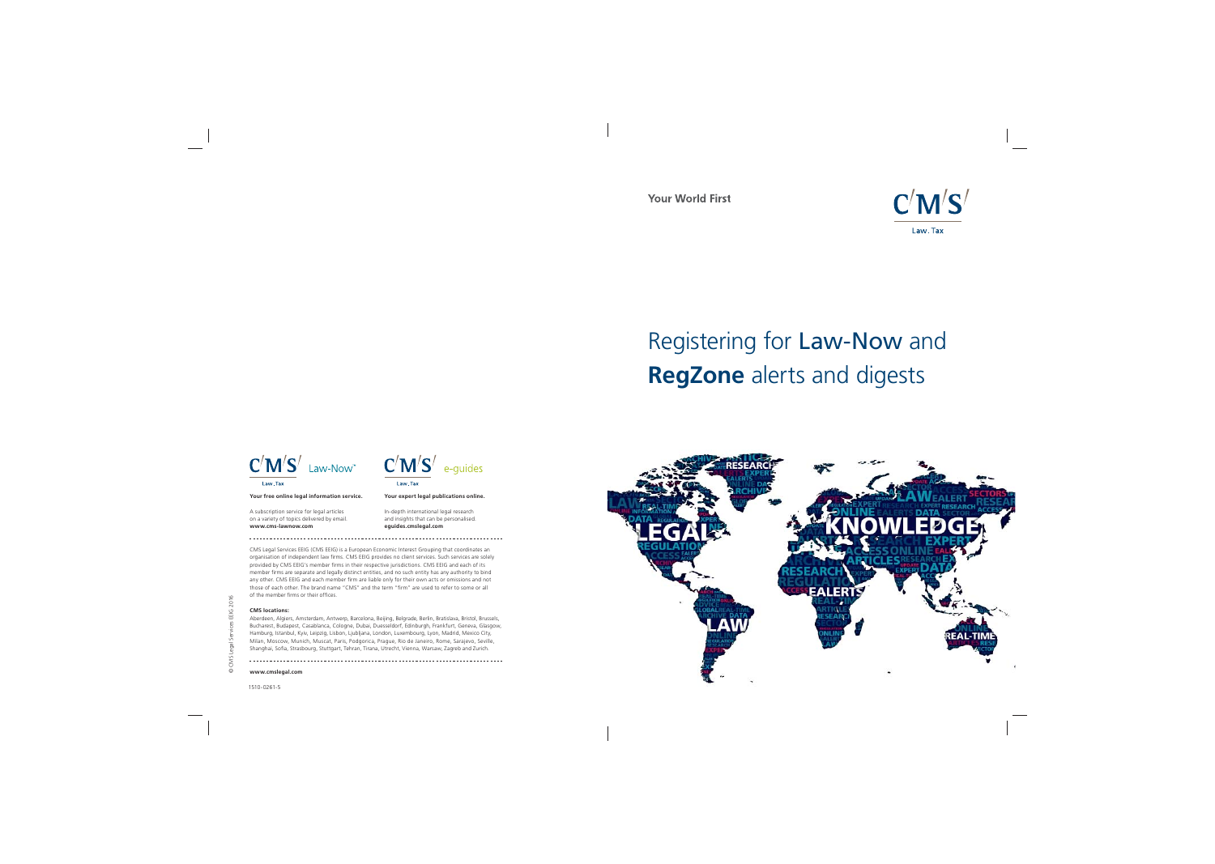Your World First

CMS Law . Tax

# Registering for Law-Now and **RegZone** alerts and digests

CMS Law-Now™

**Your free online legal information service.**

A subscription service for legal articles on a variety of topics delivered by email.
**www.cms-lawnow.com**

CMS e-guides

**Your expert legal publications online.**

In-depth international legal research and insights that can be personalised.
**eguides.cmslegal.com**

CMS Legal Services EEIG (CMS EEIG) is a European Economic Interest Grouping that coordinates an organisation of independent law firms. CMS EEIG provides no client services. Such services are solely provided by CMS EEIG's member firms in their respective jurisdictions. CMS EEIG and each of its member firms are separate and legally distinct entities, and no such entity has any authority to bind any other. CMS EEIG and each member firm are liable only for their own acts or omissions and not those of each other. The brand name "CMS" and the term "firm" are used to refer to some or all of the member firms or their offices.

**CMS locations:**

Aberdeen, Algiers, Amsterdam, Antwerp, Barcelona, Beijing, Belgrade, Berlin, Bratislava, Bristol, Brussels, Bucharest, Budapest, Casablanca, Cologne, Dubai, Duesseldorf, Edinburgh, Frankfurt, Geneva, Glasgow, Hamburg, Istanbul, Kyiv, Leipzig, Lisbon, Ljubljana, London, Luxembourg, Lyon, Madrid, Mexico City, Milan, Moscow, Munich, Muscat, Paris, Podgorica, Prague, Rio de Janeiro, Rome, Sarajevo, Seville, Shanghai, Sofia, Strasbourg, Stuttgart, Tehran, Tirana, Utrecht, Vienna, Warsaw, Zagreb and Zurich.

**www.cmslegal.com**

© CMS Legal Services EEIG 2016

1510-0261-5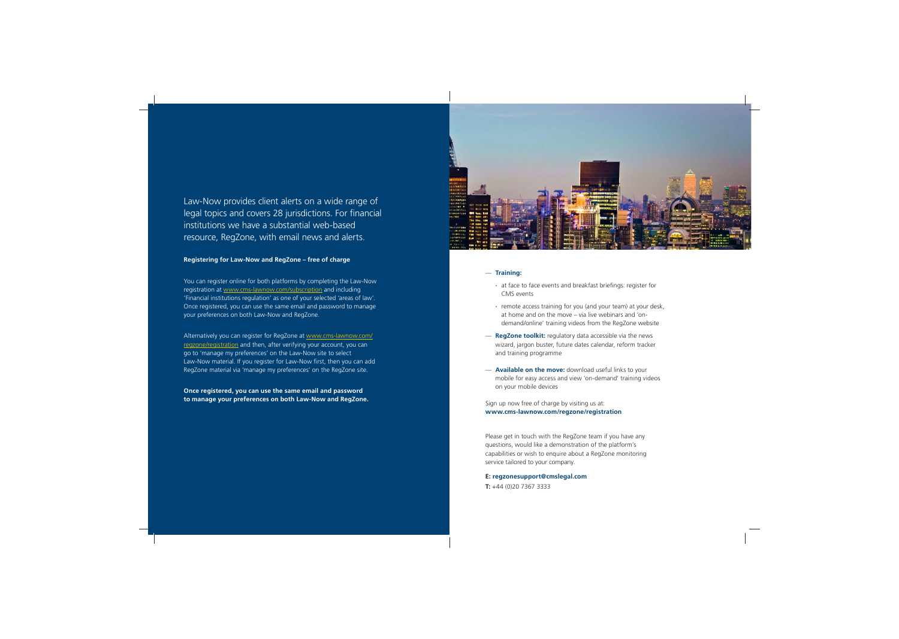Law-Now provides client alerts on a wide range of legal topics and covers 28 jurisdictions. For financial institutions we have a substantial web-based resource, RegZone, with email news and alerts.

**Registering for Law-Now and RegZone – free of charge**

You can register online for both platforms by completing the Law-Now registration at www.cms-lawnow.com/subscription and including 'Financial institutions regulation' as one of your selected 'areas of law'. Once registered, you can use the same email and password to manage your preferences on both Law-Now and RegZone.

Alternatively you can register for RegZone at www.cms-lawnow.com/regzone/registration and then, after verifying your account, you can go to 'manage my preferences' on the Law-Now site to select Law-Now material. If you register for Law-Now first, then you can add RegZone material via 'manage my preferences' on the RegZone site.

**Once registered, you can use the same email and password to manage your preferences on both Law-Now and RegZone.**

— **Training:**
  - at face to face events and breakfast briefings: register for CMS events
  - remote access training for you (and your team) at your desk, at home and on the move – via live webinars and 'on-demand/online' training videos from the RegZone website

— **RegZone toolkit:** regulatory data accessible via the news wizard, jargon buster, future dates calendar, reform tracker and training programme

— **Available on the move:** download useful links to your mobile for easy access and view 'on-demand' training videos on your mobile devices

Sign up now free of charge by visiting us at:
**www.cms-lawnow.com/regzone/registration**

Please get in touch with the RegZone team if you have any questions, would like a demonstration of the platform's capabilities or wish to enquire about a RegZone monitoring service tailored to your company.

**E: regzonesupport@cmslegal.com**

**T:** +44 (0)20 7367 3333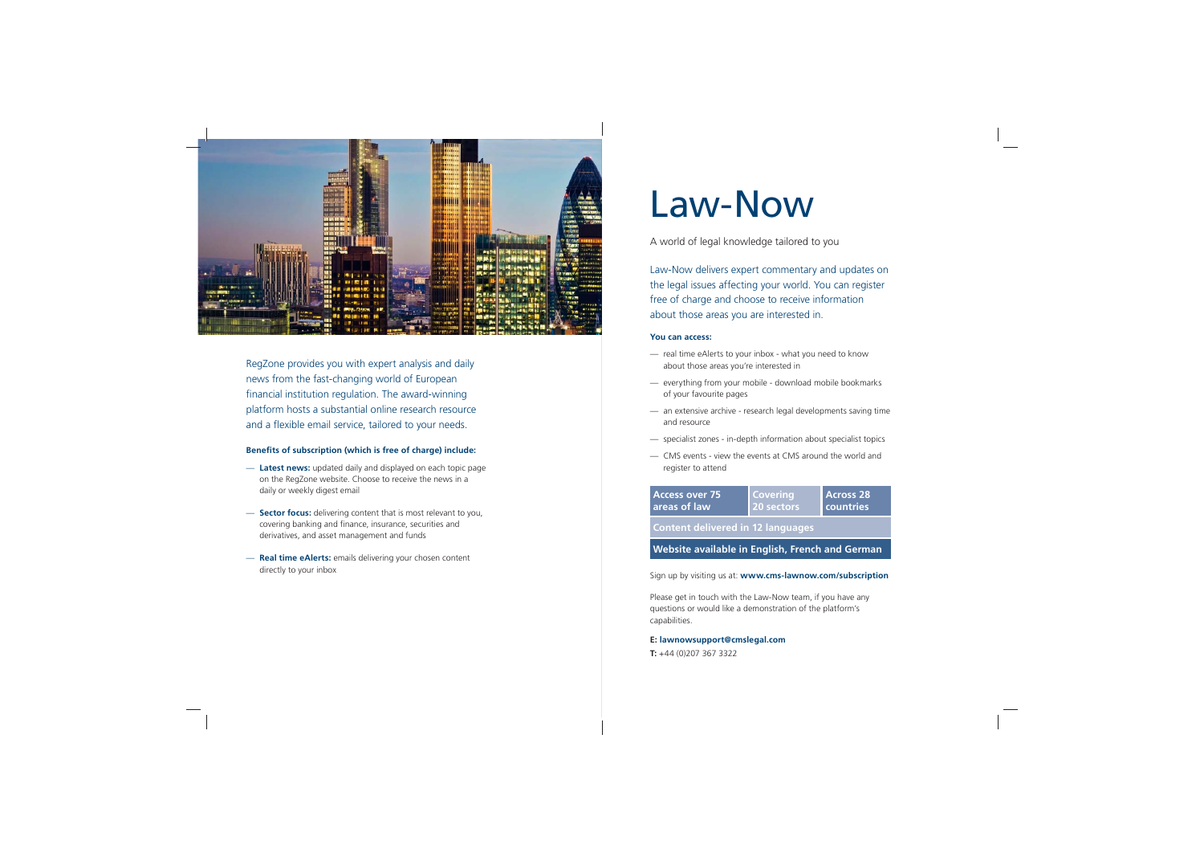RegZone provides you with expert analysis and daily news from the fast-changing world of European financial institution regulation. The award-winning platform hosts a substantial online research resource and a flexible email service, tailored to your needs.

**Benefits of subscription (which is free of charge) include:**

- **Latest news:** updated daily and displayed on each topic page on the RegZone website. Choose to receive the news in a daily or weekly digest email
- **Sector focus:** delivering content that is most relevant to you, covering banking and finance, insurance, securities and derivatives, and asset management and funds
- **Real time eAlerts:** emails delivering your chosen content directly to your inbox

# Law-Now

A world of legal knowledge tailored to you

Law-Now delivers expert commentary and updates on the legal issues affecting your world. You can register free of charge and choose to receive information about those areas you are interested in.

**You can access:**

- real time eAlerts to your inbox - what you need to know about those areas you're interested in
- everything from your mobile - download mobile bookmarks of your favourite pages
- an extensive archive - research legal developments saving time and resource
- specialist zones - in-depth information about specialist topics
- CMS events - view the events at CMS around the world and register to attend

**Access over 75 areas of law** | **Covering 20 sectors** | **Across 28 countries**

**Content delivered in 12 languages**

**Website available in English, French and German**

Sign up by visiting us at: **www.cms-lawnow.com/subscription**

Please get in touch with the Law-Now team, if you have any questions or would like a demonstration of the platform's capabilities.

**E: lawnowsupport@cmslegal.com**
**T:** +44 (0)207 367 3322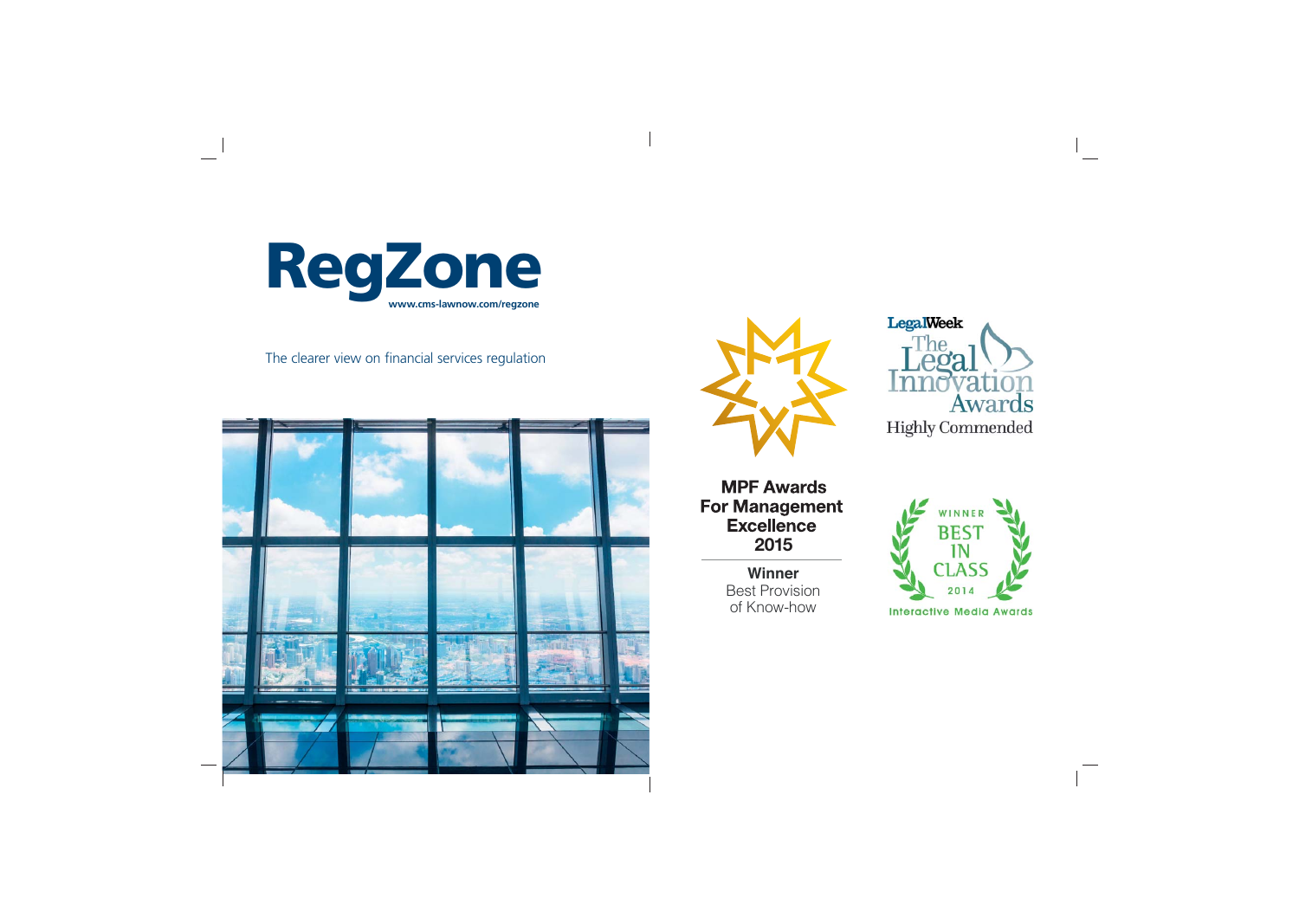# RegZone

www.cms-lawnow.com/regzone

The clearer view on financial services regulation

**MPF Awards For Management Excellence 2015**

**Winner**
Best Provision of Know-how

LegalWeek
The Legal Innovation Awards
Highly Commended

WINNER
BEST IN CLASS
2014
Interactive Media Awards